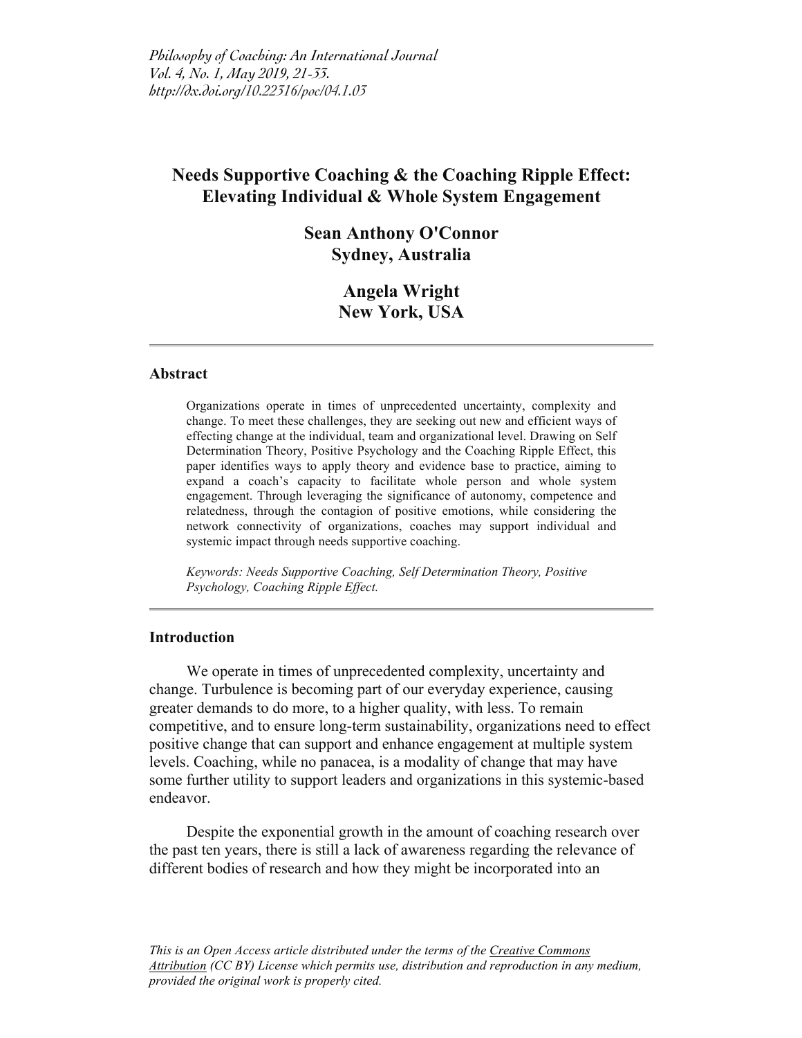# Needs Supportive Coaching & the Coaching Ripple Effect: Elevating Individual & Whole System Engagement

**Sean Anthony O'Connor**
**Sydney, Australia**

**Angela Wright**
**New York, USA**

---

## Abstract

Organizations operate in times of unprecedented uncertainty, complexity and change. To meet these challenges, they are seeking out new and efficient ways of effecting change at the individual, team and organizational level. Drawing on Self Determination Theory, Positive Psychology and the Coaching Ripple Effect, this paper identifies ways to apply theory and evidence base to practice, aiming to expand a coach's capacity to facilitate whole person and whole system engagement. Through leveraging the significance of autonomy, competence and relatedness, through the contagion of positive emotions, while considering the network connectivity of organizations, coaches may support individual and systemic impact through needs supportive coaching.

*Keywords: Needs Supportive Coaching, Self Determination Theory, Positive Psychology, Coaching Ripple Effect.*

---

## Introduction

We operate in times of unprecedented complexity, uncertainty and change. Turbulence is becoming part of our everyday experience, causing greater demands to do more, to a higher quality, with less. To remain competitive, and to ensure long-term sustainability, organizations need to effect positive change that can support and enhance engagement at multiple system levels. Coaching, while no panacea, is a modality of change that may have some further utility to support leaders and organizations in this systemic-based endeavor.

Despite the exponential growth in the amount of coaching research over the past ten years, there is still a lack of awareness regarding the relevance of different bodies of research and how they might be incorporated into an

*This is an Open Access article distributed under the terms of the Creative Commons Attribution (CC BY) License which permits use, distribution and reproduction in any medium, provided the original work is properly cited.*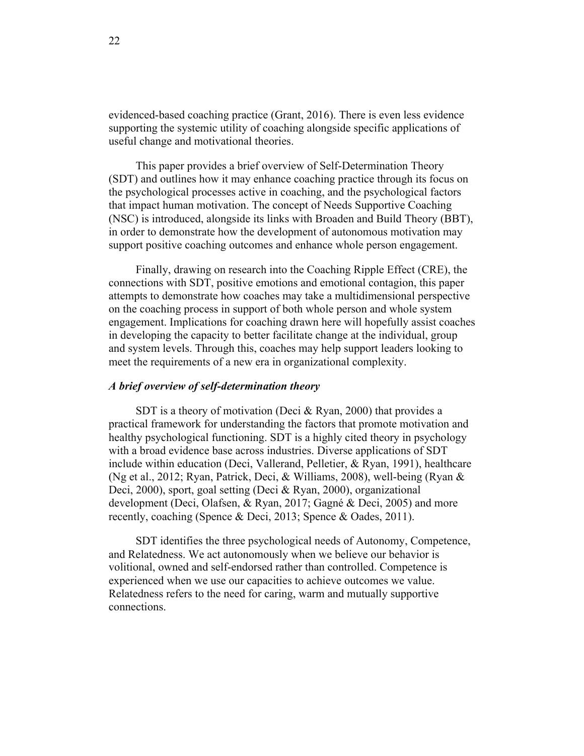evidenced-based coaching practice (Grant, 2016). There is even less evidence supporting the systemic utility of coaching alongside specific applications of useful change and motivational theories.

This paper provides a brief overview of Self-Determination Theory (SDT) and outlines how it may enhance coaching practice through its focus on the psychological processes active in coaching, and the psychological factors that impact human motivation. The concept of Needs Supportive Coaching (NSC) is introduced, alongside its links with Broaden and Build Theory (BBT), in order to demonstrate how the development of autonomous motivation may support positive coaching outcomes and enhance whole person engagement.

Finally, drawing on research into the Coaching Ripple Effect (CRE), the connections with SDT, positive emotions and emotional contagion, this paper attempts to demonstrate how coaches may take a multidimensional perspective on the coaching process in support of both whole person and whole system engagement. Implications for coaching drawn here will hopefully assist coaches in developing the capacity to better facilitate change at the individual, group and system levels. Through this, coaches may help support leaders looking to meet the requirements of a new era in organizational complexity.

### *A brief overview of self-determination theory*

SDT is a theory of motivation (Deci & Ryan, 2000) that provides a practical framework for understanding the factors that promote motivation and healthy psychological functioning. SDT is a highly cited theory in psychology with a broad evidence base across industries. Diverse applications of SDT include within education (Deci, Vallerand, Pelletier, & Ryan, 1991), healthcare (Ng et al., 2012; Ryan, Patrick, Deci, & Williams, 2008), well-being (Ryan & Deci, 2000), sport, goal setting (Deci & Ryan, 2000), organizational development (Deci, Olafsen, & Ryan, 2017; Gagné & Deci, 2005) and more recently, coaching (Spence & Deci, 2013; Spence & Oades, 2011).

SDT identifies the three psychological needs of Autonomy, Competence, and Relatedness. We act autonomously when we believe our behavior is volitional, owned and self-endorsed rather than controlled. Competence is experienced when we use our capacities to achieve outcomes we value. Relatedness refers to the need for caring, warm and mutually supportive connections.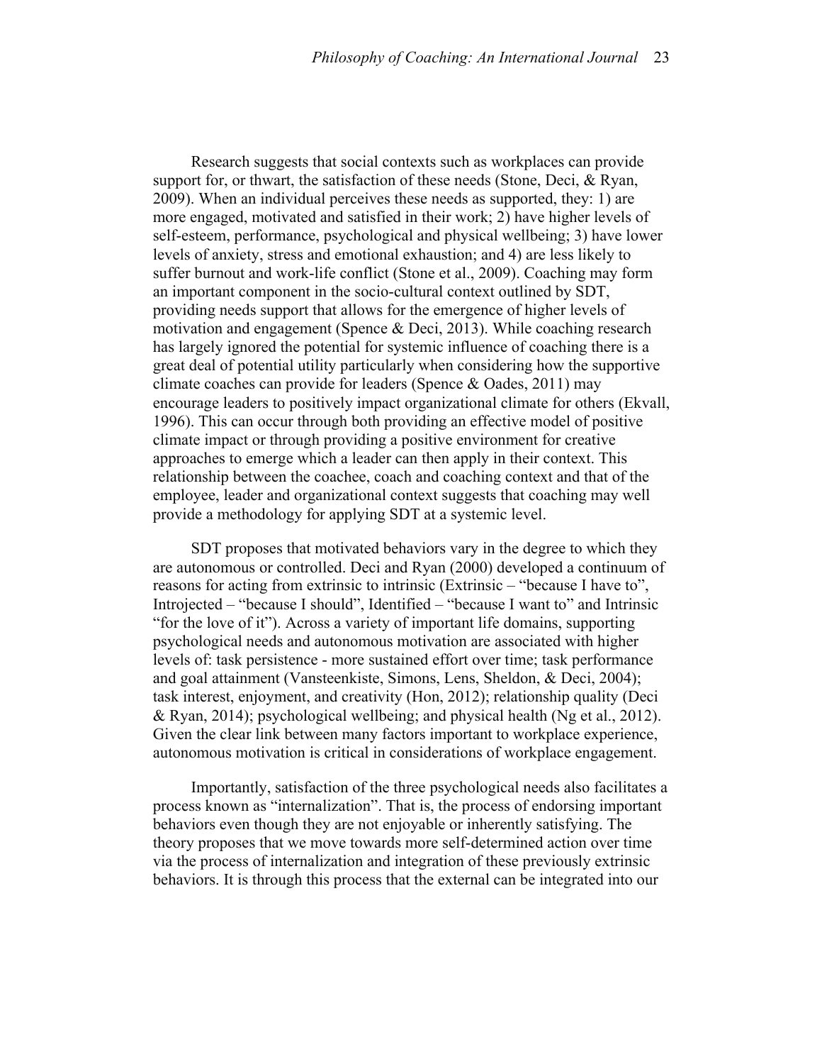Research suggests that social contexts such as workplaces can provide support for, or thwart, the satisfaction of these needs (Stone, Deci, & Ryan, 2009). When an individual perceives these needs as supported, they: 1) are more engaged, motivated and satisfied in their work; 2) have higher levels of self-esteem, performance, psychological and physical wellbeing; 3) have lower levels of anxiety, stress and emotional exhaustion; and 4) are less likely to suffer burnout and work-life conflict (Stone et al., 2009). Coaching may form an important component in the socio-cultural context outlined by SDT, providing needs support that allows for the emergence of higher levels of motivation and engagement (Spence & Deci, 2013). While coaching research has largely ignored the potential for systemic influence of coaching there is a great deal of potential utility particularly when considering how the supportive climate coaches can provide for leaders (Spence & Oades, 2011) may encourage leaders to positively impact organizational climate for others (Ekvall, 1996). This can occur through both providing an effective model of positive climate impact or through providing a positive environment for creative approaches to emerge which a leader can then apply in their context. This relationship between the coachee, coach and coaching context and that of the employee, leader and organizational context suggests that coaching may well provide a methodology for applying SDT at a systemic level.

SDT proposes that motivated behaviors vary in the degree to which they are autonomous or controlled. Deci and Ryan (2000) developed a continuum of reasons for acting from extrinsic to intrinsic (Extrinsic – "because I have to", Introjected – "because I should", Identified – "because I want to" and Intrinsic "for the love of it"). Across a variety of important life domains, supporting psychological needs and autonomous motivation are associated with higher levels of: task persistence - more sustained effort over time; task performance and goal attainment (Vansteenkiste, Simons, Lens, Sheldon, & Deci, 2004); task interest, enjoyment, and creativity (Hon, 2012); relationship quality (Deci & Ryan, 2014); psychological wellbeing; and physical health (Ng et al., 2012). Given the clear link between many factors important to workplace experience, autonomous motivation is critical in considerations of workplace engagement.

Importantly, satisfaction of the three psychological needs also facilitates a process known as "internalization". That is, the process of endorsing important behaviors even though they are not enjoyable or inherently satisfying. The theory proposes that we move towards more self-determined action over time via the process of internalization and integration of these previously extrinsic behaviors. It is through this process that the external can be integrated into our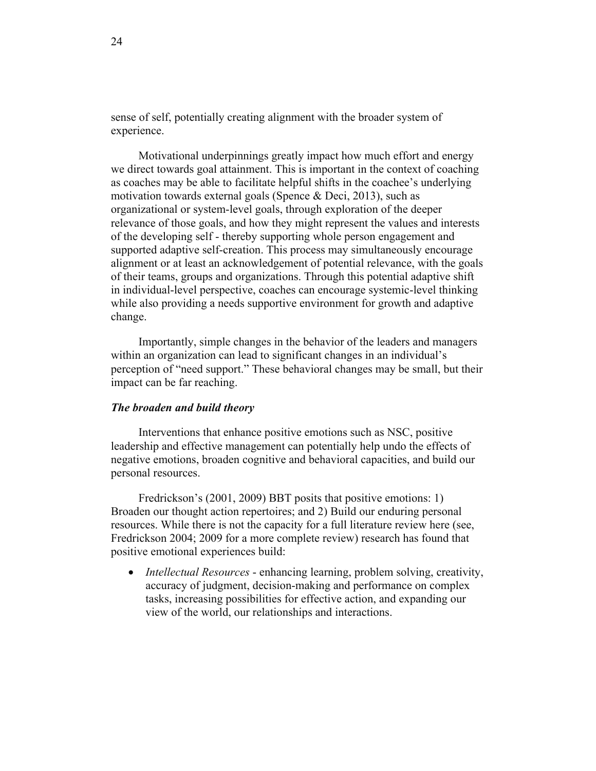sense of self, potentially creating alignment with the broader system of experience.

Motivational underpinnings greatly impact how much effort and energy we direct towards goal attainment. This is important in the context of coaching as coaches may be able to facilitate helpful shifts in the coachee's underlying motivation towards external goals (Spence & Deci, 2013), such as organizational or system-level goals, through exploration of the deeper relevance of those goals, and how they might represent the values and interests of the developing self - thereby supporting whole person engagement and supported adaptive self-creation. This process may simultaneously encourage alignment or at least an acknowledgement of potential relevance, with the goals of their teams, groups and organizations. Through this potential adaptive shift in individual-level perspective, coaches can encourage systemic-level thinking while also providing a needs supportive environment for growth and adaptive change.

Importantly, simple changes in the behavior of the leaders and managers within an organization can lead to significant changes in an individual's perception of "need support." These behavioral changes may be small, but their impact can be far reaching.

### *The broaden and build theory*

Interventions that enhance positive emotions such as NSC, positive leadership and effective management can potentially help undo the effects of negative emotions, broaden cognitive and behavioral capacities, and build our personal resources.

Fredrickson's (2001, 2009) BBT posits that positive emotions: 1) Broaden our thought action repertoires; and 2) Build our enduring personal resources. While there is not the capacity for a full literature review here (see, Fredrickson 2004; 2009 for a more complete review) research has found that positive emotional experiences build:

- *Intellectual Resources* - enhancing learning, problem solving, creativity, accuracy of judgment, decision-making and performance on complex tasks, increasing possibilities for effective action, and expanding our view of the world, our relationships and interactions.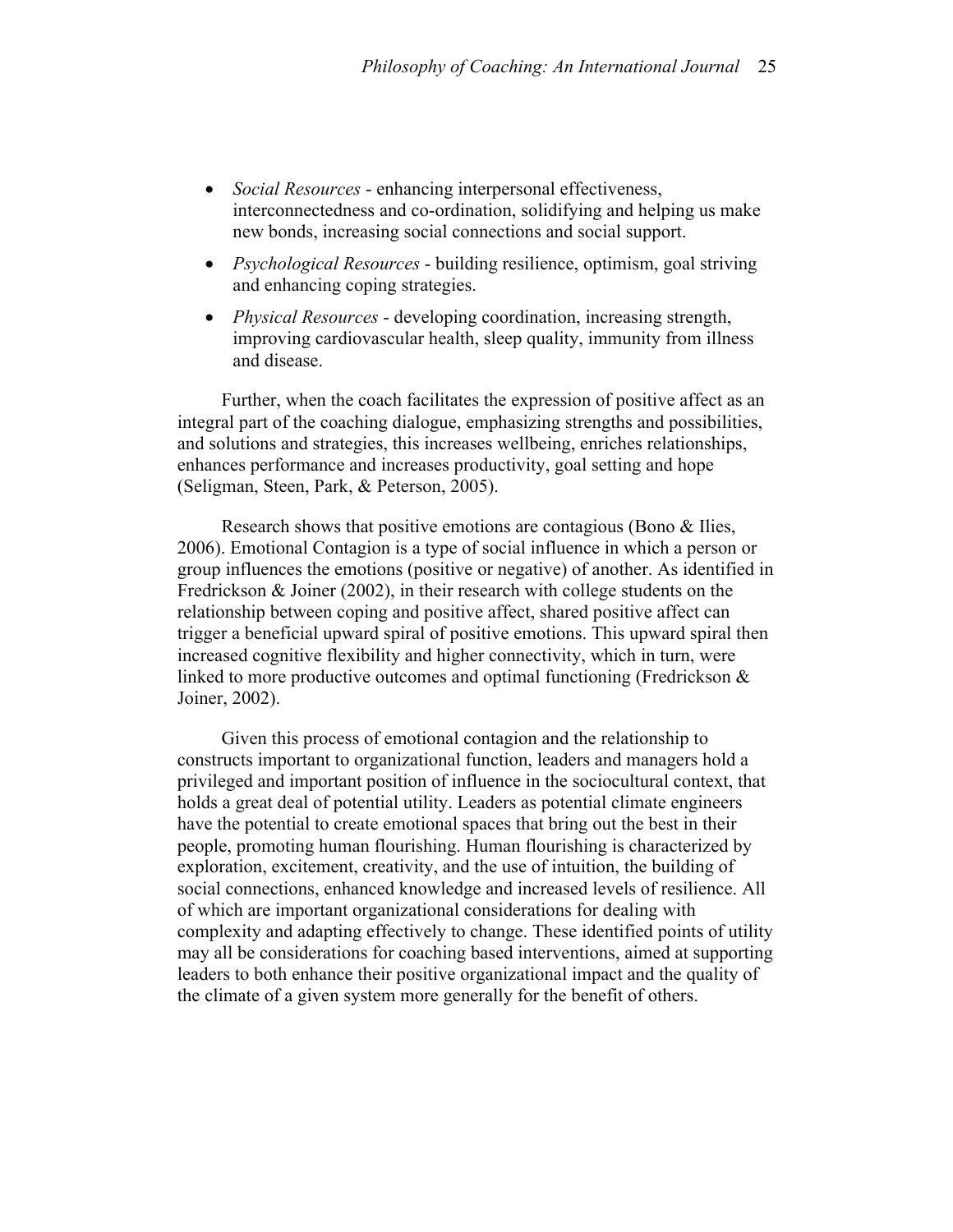- *Social Resources* - enhancing interpersonal effectiveness, interconnectedness and co-ordination, solidifying and helping us make new bonds, increasing social connections and social support.
- *Psychological Resources* - building resilience, optimism, goal striving and enhancing coping strategies.
- *Physical Resources* - developing coordination, increasing strength, improving cardiovascular health, sleep quality, immunity from illness and disease.

Further, when the coach facilitates the expression of positive affect as an integral part of the coaching dialogue, emphasizing strengths and possibilities, and solutions and strategies, this increases wellbeing, enriches relationships, enhances performance and increases productivity, goal setting and hope (Seligman, Steen, Park, & Peterson, 2005).

Research shows that positive emotions are contagious (Bono & Ilies, 2006). Emotional Contagion is a type of social influence in which a person or group influences the emotions (positive or negative) of another. As identified in Fredrickson & Joiner (2002), in their research with college students on the relationship between coping and positive affect, shared positive affect can trigger a beneficial upward spiral of positive emotions. This upward spiral then increased cognitive flexibility and higher connectivity, which in turn, were linked to more productive outcomes and optimal functioning (Fredrickson & Joiner, 2002).

Given this process of emotional contagion and the relationship to constructs important to organizational function, leaders and managers hold a privileged and important position of influence in the sociocultural context, that holds a great deal of potential utility. Leaders as potential climate engineers have the potential to create emotional spaces that bring out the best in their people, promoting human flourishing. Human flourishing is characterized by exploration, excitement, creativity, and the use of intuition, the building of social connections, enhanced knowledge and increased levels of resilience. All of which are important organizational considerations for dealing with complexity and adapting effectively to change. These identified points of utility may all be considerations for coaching based interventions, aimed at supporting leaders to both enhance their positive organizational impact and the quality of the climate of a given system more generally for the benefit of others.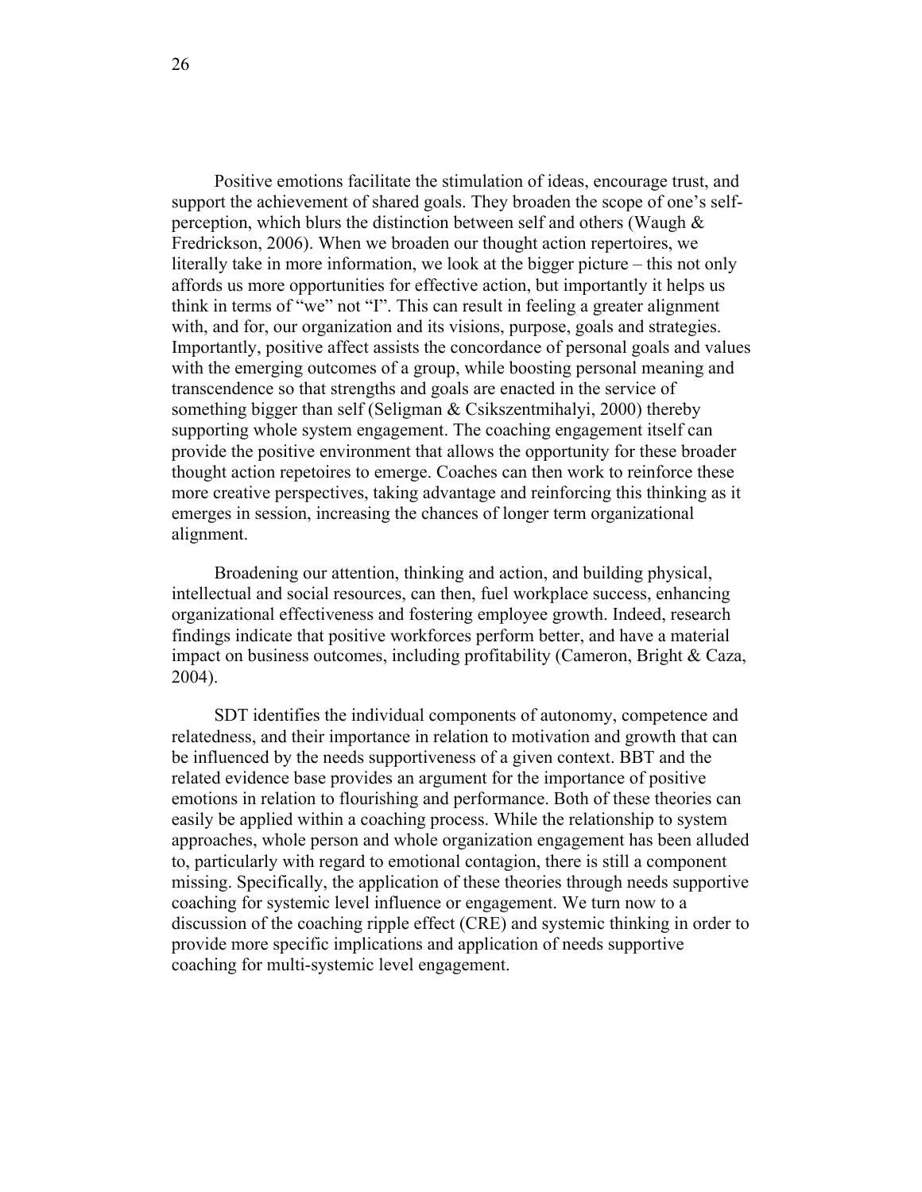Positive emotions facilitate the stimulation of ideas, encourage trust, and support the achievement of shared goals. They broaden the scope of one's self-perception, which blurs the distinction between self and others (Waugh & Fredrickson, 2006). When we broaden our thought action repertoires, we literally take in more information, we look at the bigger picture – this not only affords us more opportunities for effective action, but importantly it helps us think in terms of "we" not "I". This can result in feeling a greater alignment with, and for, our organization and its visions, purpose, goals and strategies. Importantly, positive affect assists the concordance of personal goals and values with the emerging outcomes of a group, while boosting personal meaning and transcendence so that strengths and goals are enacted in the service of something bigger than self (Seligman & Csikszentmihalyi, 2000) thereby supporting whole system engagement. The coaching engagement itself can provide the positive environment that allows the opportunity for these broader thought action repetoires to emerge. Coaches can then work to reinforce these more creative perspectives, taking advantage and reinforcing this thinking as it emerges in session, increasing the chances of longer term organizational alignment.

Broadening our attention, thinking and action, and building physical, intellectual and social resources, can then, fuel workplace success, enhancing organizational effectiveness and fostering employee growth. Indeed, research findings indicate that positive workforces perform better, and have a material impact on business outcomes, including profitability (Cameron, Bright & Caza, 2004).

SDT identifies the individual components of autonomy, competence and relatedness, and their importance in relation to motivation and growth that can be influenced by the needs supportiveness of a given context. BBT and the related evidence base provides an argument for the importance of positive emotions in relation to flourishing and performance. Both of these theories can easily be applied within a coaching process. While the relationship to system approaches, whole person and whole organization engagement has been alluded to, particularly with regard to emotional contagion, there is still a component missing. Specifically, the application of these theories through needs supportive coaching for systemic level influence or engagement. We turn now to a discussion of the coaching ripple effect (CRE) and systemic thinking in order to provide more specific implications and application of needs supportive coaching for multi-systemic level engagement.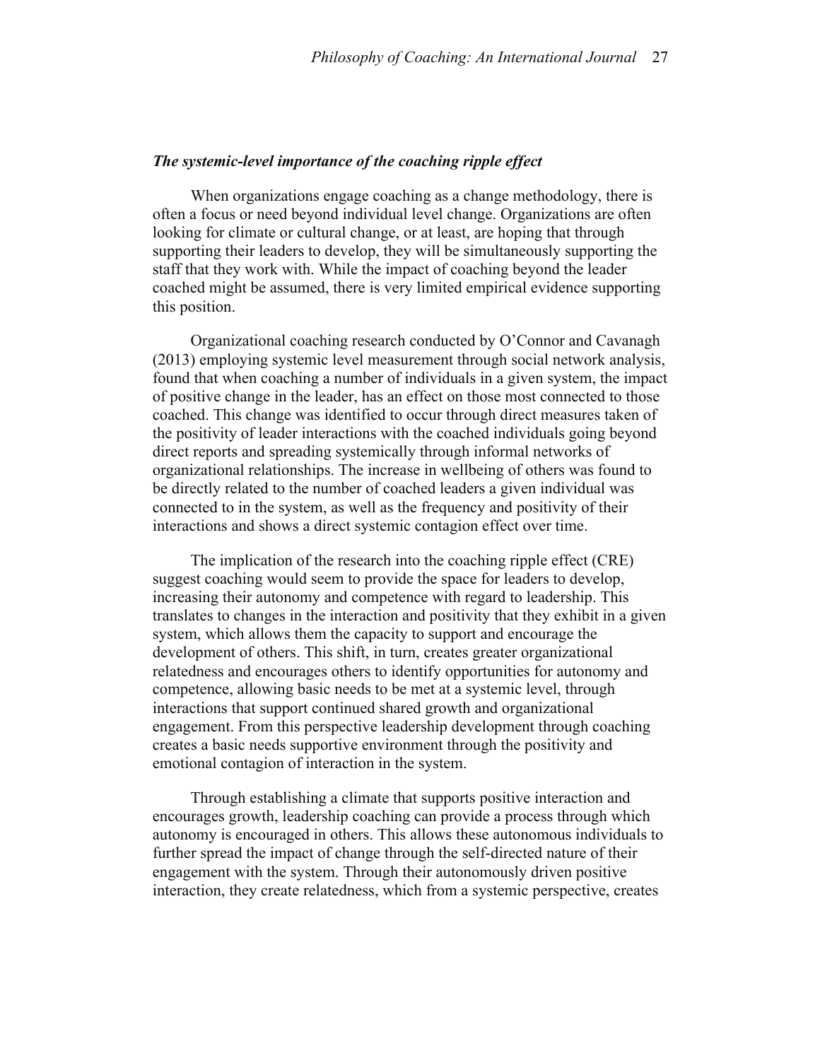### *The systemic-level importance of the coaching ripple effect*

When organizations engage coaching as a change methodology, there is often a focus or need beyond individual level change. Organizations are often looking for climate or cultural change, or at least, are hoping that through supporting their leaders to develop, they will be simultaneously supporting the staff that they work with. While the impact of coaching beyond the leader coached might be assumed, there is very limited empirical evidence supporting this position.

Organizational coaching research conducted by O'Connor and Cavanagh (2013) employing systemic level measurement through social network analysis, found that when coaching a number of individuals in a given system, the impact of positive change in the leader, has an effect on those most connected to those coached. This change was identified to occur through direct measures taken of the positivity of leader interactions with the coached individuals going beyond direct reports and spreading systemically through informal networks of organizational relationships. The increase in wellbeing of others was found to be directly related to the number of coached leaders a given individual was connected to in the system, as well as the frequency and positivity of their interactions and shows a direct systemic contagion effect over time.

The implication of the research into the coaching ripple effect (CRE) suggest coaching would seem to provide the space for leaders to develop, increasing their autonomy and competence with regard to leadership. This translates to changes in the interaction and positivity that they exhibit in a given system, which allows them the capacity to support and encourage the development of others. This shift, in turn, creates greater organizational relatedness and encourages others to identify opportunities for autonomy and competence, allowing basic needs to be met at a systemic level, through interactions that support continued shared growth and organizational engagement. From this perspective leadership development through coaching creates a basic needs supportive environment through the positivity and emotional contagion of interaction in the system.

Through establishing a climate that supports positive interaction and encourages growth, leadership coaching can provide a process through which autonomy is encouraged in others. This allows these autonomous individuals to further spread the impact of change through the self-directed nature of their engagement with the system. Through their autonomously driven positive interaction, they create relatedness, which from a systemic perspective, creates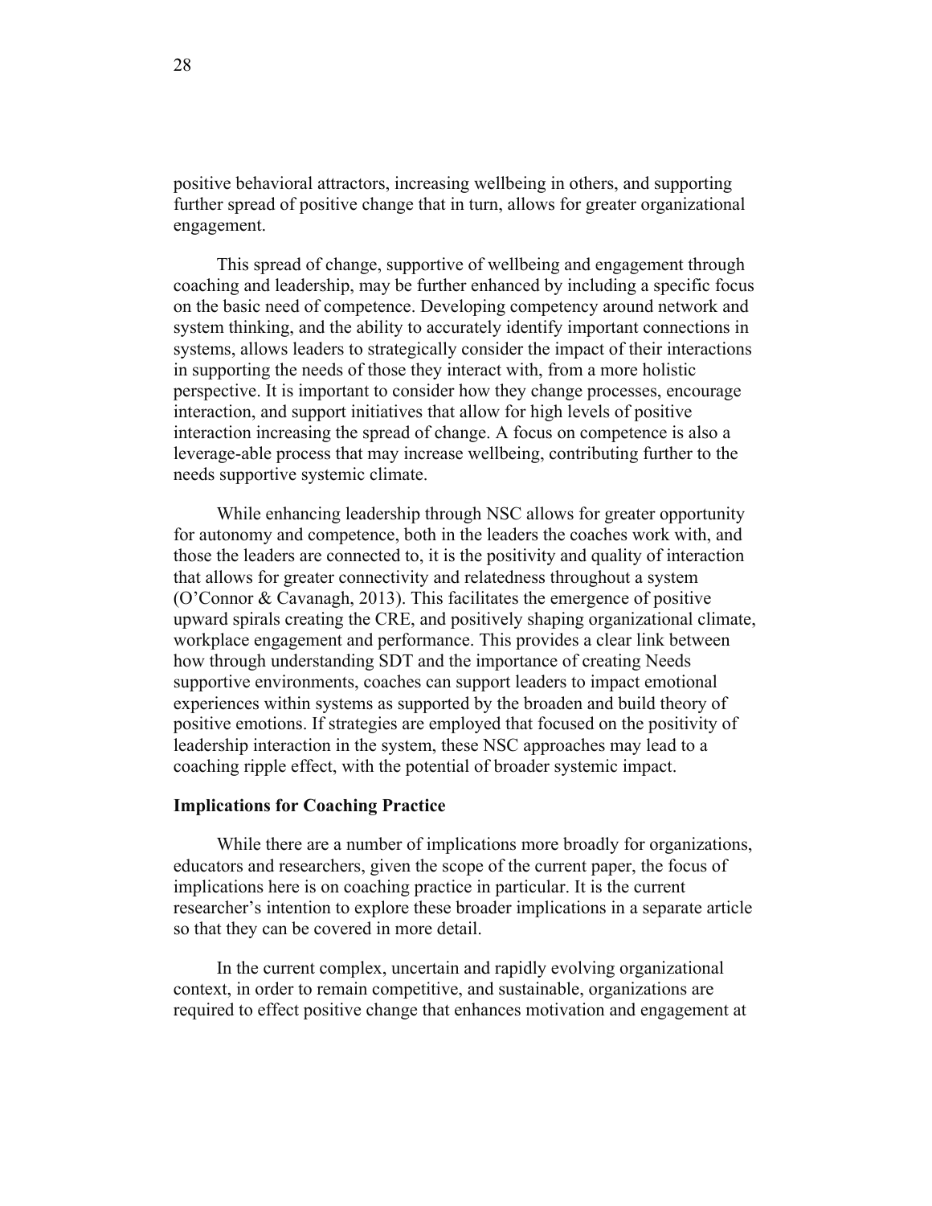positive behavioral attractors, increasing wellbeing in others, and supporting further spread of positive change that in turn, allows for greater organizational engagement.

This spread of change, supportive of wellbeing and engagement through coaching and leadership, may be further enhanced by including a specific focus on the basic need of competence. Developing competency around network and system thinking, and the ability to accurately identify important connections in systems, allows leaders to strategically consider the impact of their interactions in supporting the needs of those they interact with, from a more holistic perspective. It is important to consider how they change processes, encourage interaction, and support initiatives that allow for high levels of positive interaction increasing the spread of change. A focus on competence is also a leverage-able process that may increase wellbeing, contributing further to the needs supportive systemic climate.

While enhancing leadership through NSC allows for greater opportunity for autonomy and competence, both in the leaders the coaches work with, and those the leaders are connected to, it is the positivity and quality of interaction that allows for greater connectivity and relatedness throughout a system (O'Connor & Cavanagh, 2013). This facilitates the emergence of positive upward spirals creating the CRE, and positively shaping organizational climate, workplace engagement and performance. This provides a clear link between how through understanding SDT and the importance of creating Needs supportive environments, coaches can support leaders to impact emotional experiences within systems as supported by the broaden and build theory of positive emotions. If strategies are employed that focused on the positivity of leadership interaction in the system, these NSC approaches may lead to a coaching ripple effect, with the potential of broader systemic impact.

## Implications for Coaching Practice

While there are a number of implications more broadly for organizations, educators and researchers, given the scope of the current paper, the focus of implications here is on coaching practice in particular. It is the current researcher's intention to explore these broader implications in a separate article so that they can be covered in more detail.

In the current complex, uncertain and rapidly evolving organizational context, in order to remain competitive, and sustainable, organizations are required to effect positive change that enhances motivation and engagement at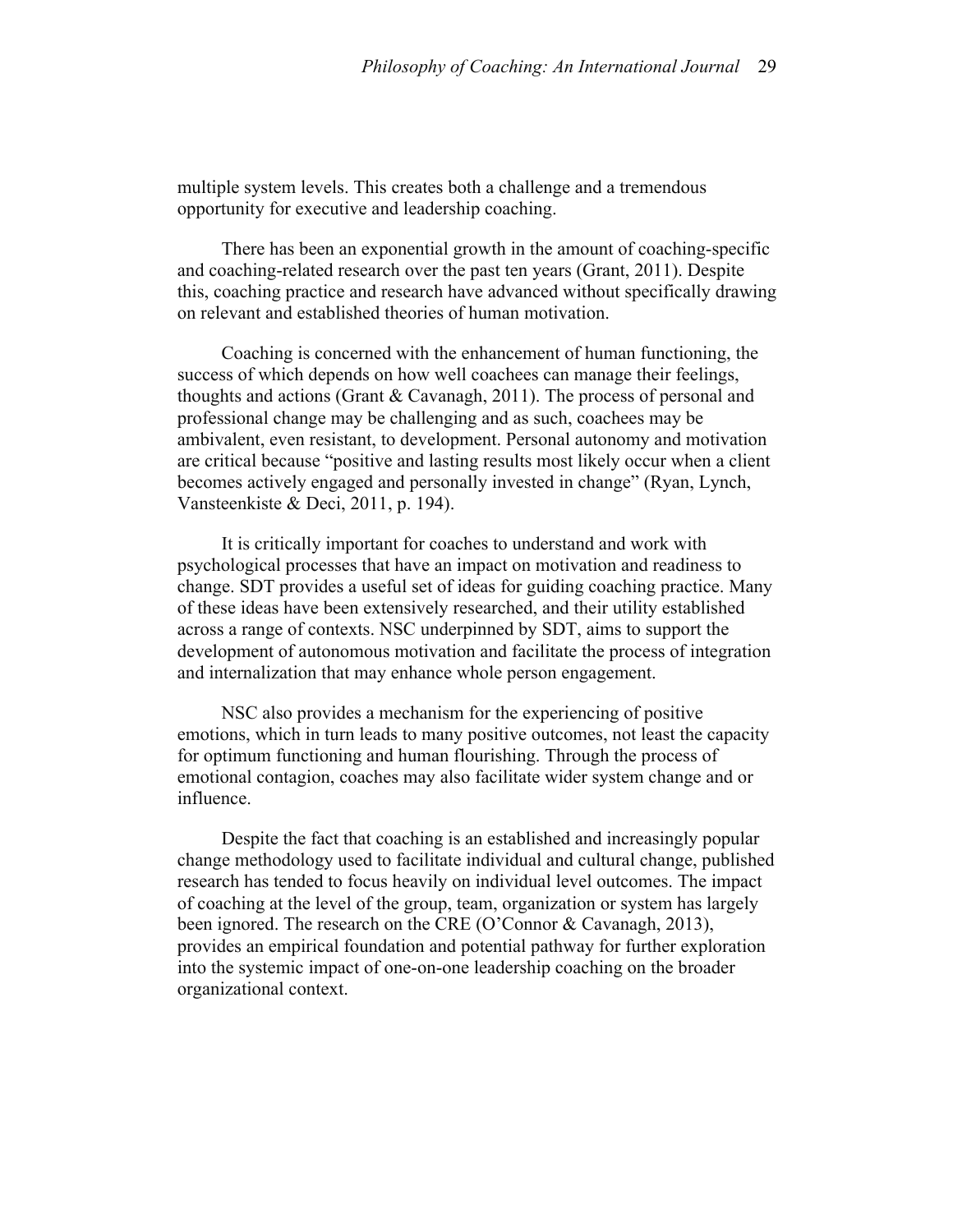multiple system levels. This creates both a challenge and a tremendous opportunity for executive and leadership coaching.

There has been an exponential growth in the amount of coaching-specific and coaching-related research over the past ten years (Grant, 2011). Despite this, coaching practice and research have advanced without specifically drawing on relevant and established theories of human motivation.

Coaching is concerned with the enhancement of human functioning, the success of which depends on how well coachees can manage their feelings, thoughts and actions (Grant & Cavanagh, 2011). The process of personal and professional change may be challenging and as such, coachees may be ambivalent, even resistant, to development. Personal autonomy and motivation are critical because "positive and lasting results most likely occur when a client becomes actively engaged and personally invested in change" (Ryan, Lynch, Vansteenkiste & Deci, 2011, p. 194).

It is critically important for coaches to understand and work with psychological processes that have an impact on motivation and readiness to change. SDT provides a useful set of ideas for guiding coaching practice. Many of these ideas have been extensively researched, and their utility established across a range of contexts. NSC underpinned by SDT, aims to support the development of autonomous motivation and facilitate the process of integration and internalization that may enhance whole person engagement.

NSC also provides a mechanism for the experiencing of positive emotions, which in turn leads to many positive outcomes, not least the capacity for optimum functioning and human flourishing. Through the process of emotional contagion, coaches may also facilitate wider system change and or influence.

Despite the fact that coaching is an established and increasingly popular change methodology used to facilitate individual and cultural change, published research has tended to focus heavily on individual level outcomes. The impact of coaching at the level of the group, team, organization or system has largely been ignored. The research on the CRE (O'Connor & Cavanagh, 2013), provides an empirical foundation and potential pathway for further exploration into the systemic impact of one-on-one leadership coaching on the broader organizational context.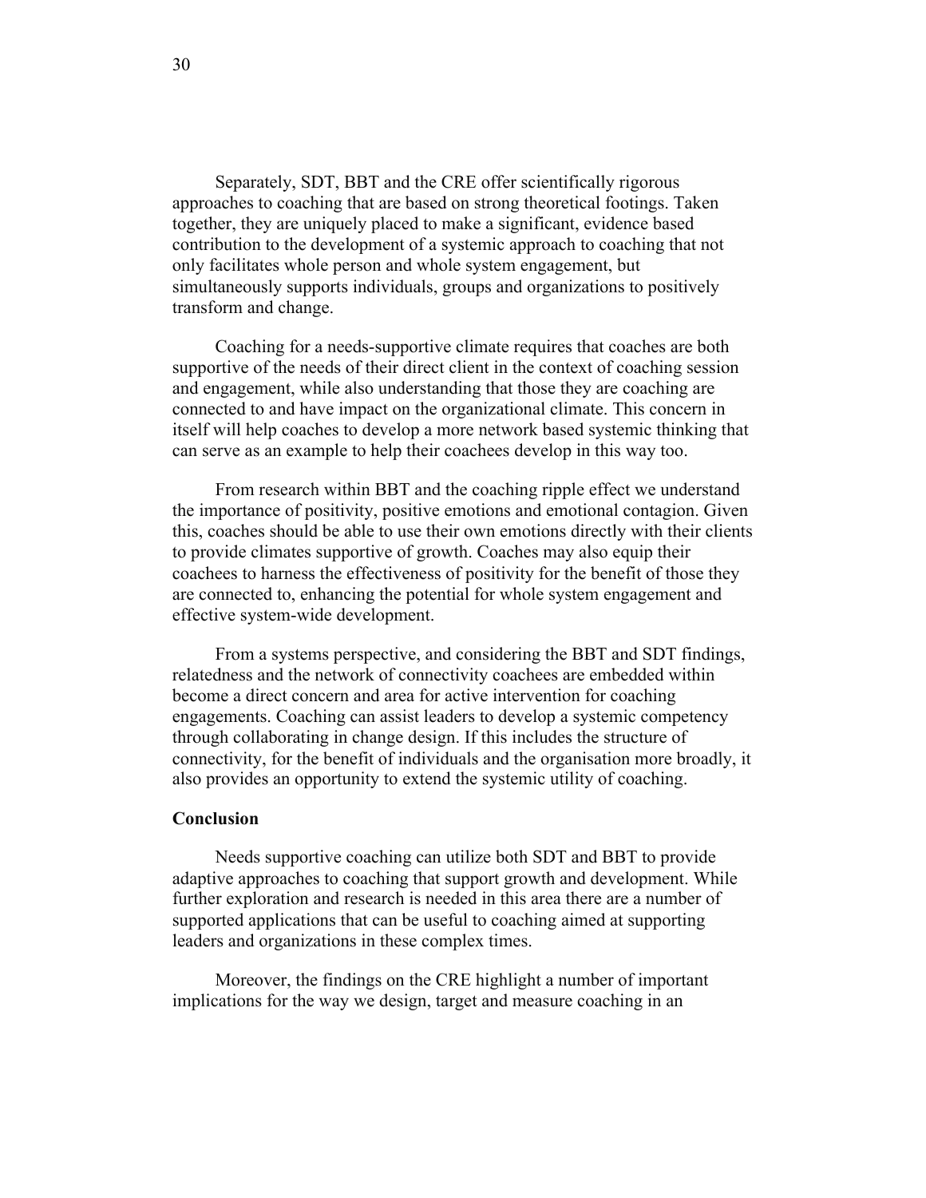Separately, SDT, BBT and the CRE offer scientifically rigorous approaches to coaching that are based on strong theoretical footings. Taken together, they are uniquely placed to make a significant, evidence based contribution to the development of a systemic approach to coaching that not only facilitates whole person and whole system engagement, but simultaneously supports individuals, groups and organizations to positively transform and change.

Coaching for a needs-supportive climate requires that coaches are both supportive of the needs of their direct client in the context of coaching session and engagement, while also understanding that those they are coaching are connected to and have impact on the organizational climate. This concern in itself will help coaches to develop a more network based systemic thinking that can serve as an example to help their coachees develop in this way too.

From research within BBT and the coaching ripple effect we understand the importance of positivity, positive emotions and emotional contagion. Given this, coaches should be able to use their own emotions directly with their clients to provide climates supportive of growth. Coaches may also equip their coachees to harness the effectiveness of positivity for the benefit of those they are connected to, enhancing the potential for whole system engagement and effective system-wide development.

From a systems perspective, and considering the BBT and SDT findings, relatedness and the network of connectivity coachees are embedded within become a direct concern and area for active intervention for coaching engagements. Coaching can assist leaders to develop a systemic competency through collaborating in change design. If this includes the structure of connectivity, for the benefit of individuals and the organisation more broadly, it also provides an opportunity to extend the systemic utility of coaching.

## Conclusion

Needs supportive coaching can utilize both SDT and BBT to provide adaptive approaches to coaching that support growth and development. While further exploration and research is needed in this area there are a number of supported applications that can be useful to coaching aimed at supporting leaders and organizations in these complex times.

Moreover, the findings on the CRE highlight a number of important implications for the way we design, target and measure coaching in an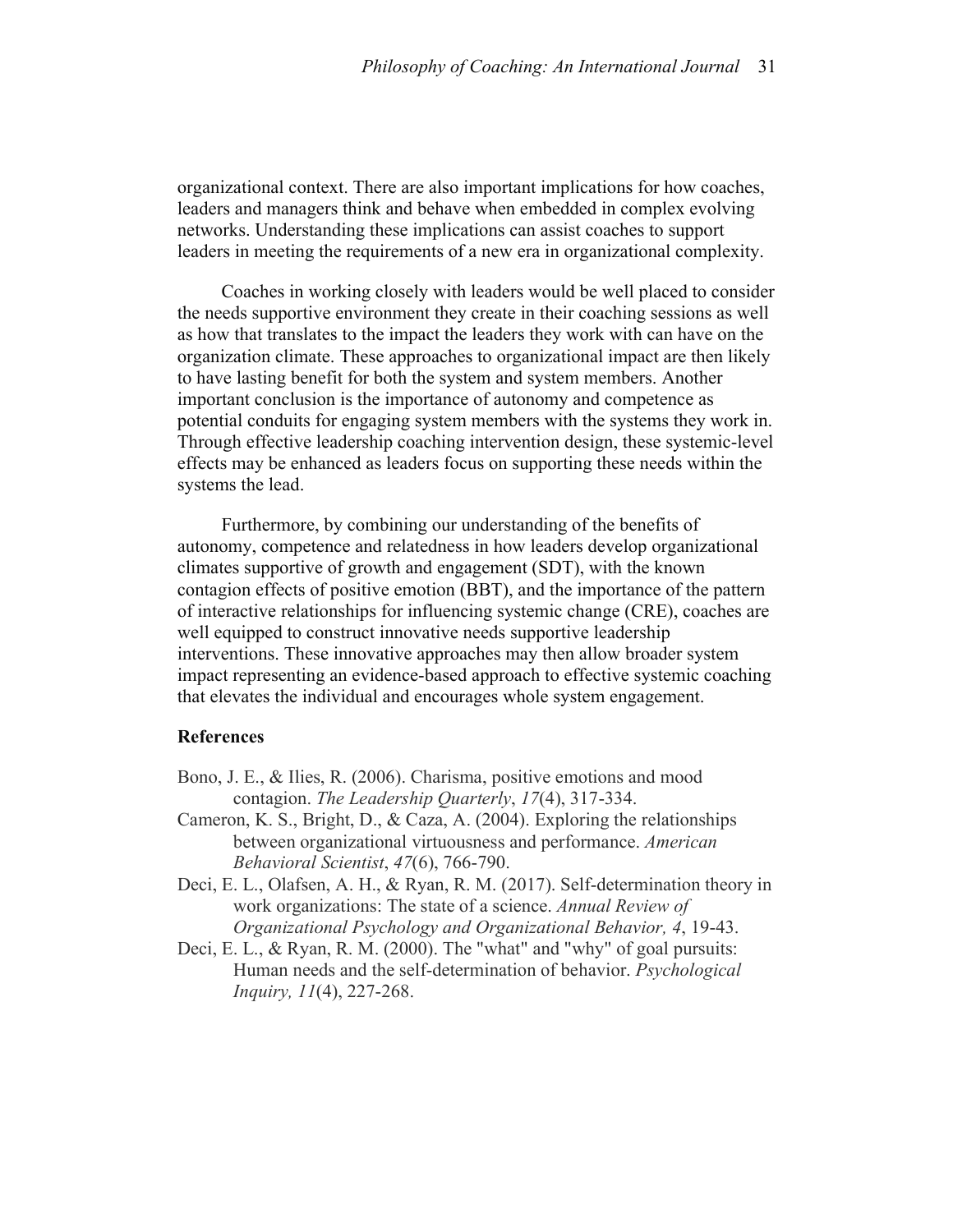organizational context. There are also important implications for how coaches, leaders and managers think and behave when embedded in complex evolving networks. Understanding these implications can assist coaches to support leaders in meeting the requirements of a new era in organizational complexity.

Coaches in working closely with leaders would be well placed to consider the needs supportive environment they create in their coaching sessions as well as how that translates to the impact the leaders they work with can have on the organization climate. These approaches to organizational impact are then likely to have lasting benefit for both the system and system members. Another important conclusion is the importance of autonomy and competence as potential conduits for engaging system members with the systems they work in. Through effective leadership coaching intervention design, these systemic-level effects may be enhanced as leaders focus on supporting these needs within the systems the lead.

Furthermore, by combining our understanding of the benefits of autonomy, competence and relatedness in how leaders develop organizational climates supportive of growth and engagement (SDT), with the known contagion effects of positive emotion (BBT), and the importance of the pattern of interactive relationships for influencing systemic change (CRE), coaches are well equipped to construct innovative needs supportive leadership interventions. These innovative approaches may then allow broader system impact representing an evidence-based approach to effective systemic coaching that elevates the individual and encourages whole system engagement.

## References

Bono, J. E., & Ilies, R. (2006). Charisma, positive emotions and mood contagion. *The Leadership Quarterly*, *17*(4), 317-334.

Cameron, K. S., Bright, D., & Caza, A. (2004). Exploring the relationships between organizational virtuousness and performance. *American Behavioral Scientist*, *47*(6), 766-790.

Deci, E. L., Olafsen, A. H., & Ryan, R. M. (2017). Self-determination theory in work organizations: The state of a science. *Annual Review of Organizational Psychology and Organizational Behavior, 4*, 19-43.

Deci, E. L., & Ryan, R. M. (2000). The "what" and "why" of goal pursuits: Human needs and the self-determination of behavior. *Psychological Inquiry, 11*(4), 227-268.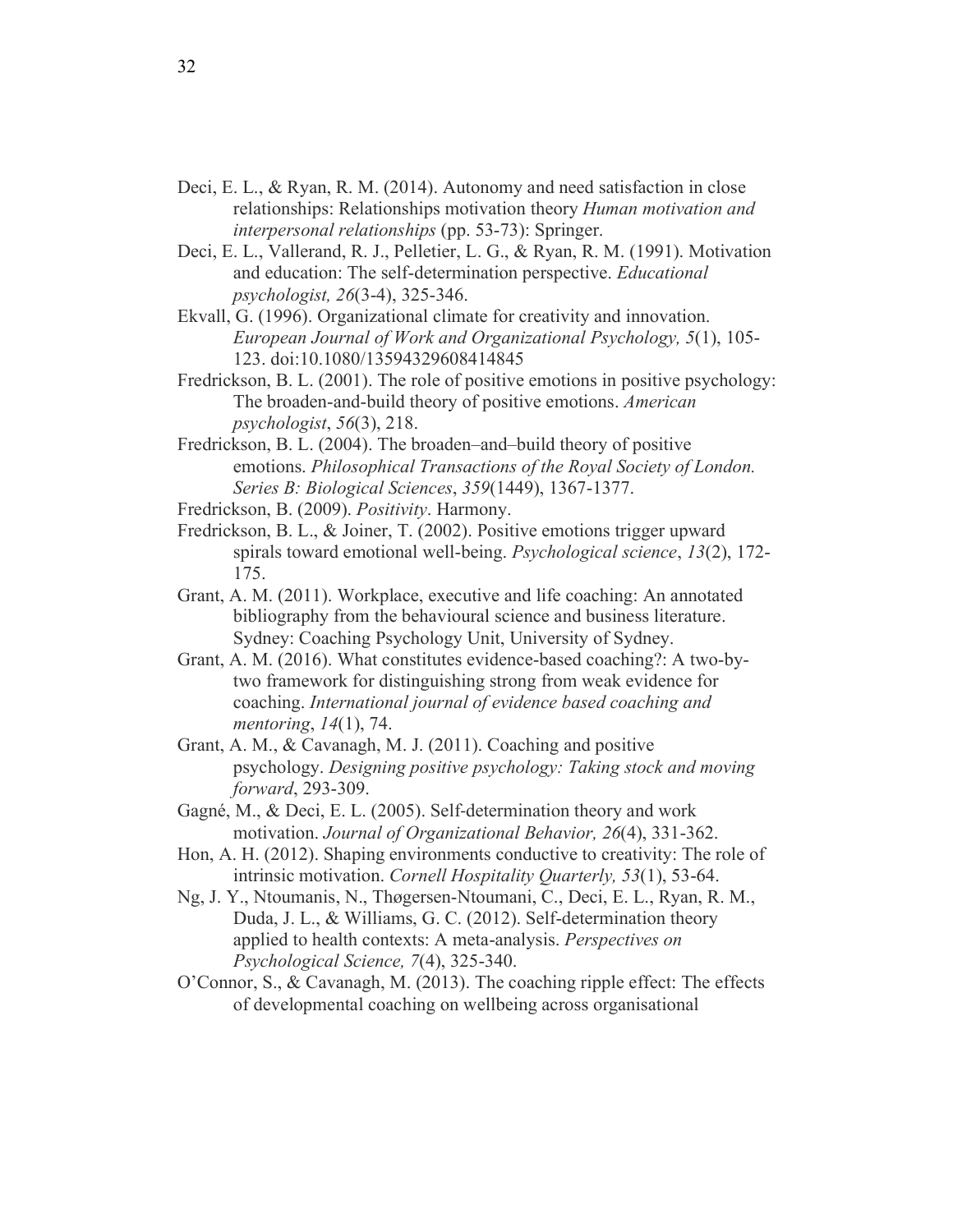Deci, E. L., & Ryan, R. M. (2014). Autonomy and need satisfaction in close relationships: Relationships motivation theory *Human motivation and interpersonal relationships* (pp. 53-73): Springer.

Deci, E. L., Vallerand, R. J., Pelletier, L. G., & Ryan, R. M. (1991). Motivation and education: The self-determination perspective. *Educational psychologist, 26*(3-4), 325-346.

Ekvall, G. (1996). Organizational climate for creativity and innovation. *European Journal of Work and Organizational Psychology, 5*(1), 105-123. doi:10.1080/13594329608414845

Fredrickson, B. L. (2001). The role of positive emotions in positive psychology: The broaden-and-build theory of positive emotions. *American psychologist*, *56*(3), 218.

Fredrickson, B. L. (2004). The broaden–and–build theory of positive emotions. *Philosophical Transactions of the Royal Society of London. Series B: Biological Sciences*, *359*(1449), 1367-1377.

Fredrickson, B. (2009). *Positivity*. Harmony.

Fredrickson, B. L., & Joiner, T. (2002). Positive emotions trigger upward spirals toward emotional well-being. *Psychological science*, *13*(2), 172-175.

Grant, A. M. (2011). Workplace, executive and life coaching: An annotated bibliography from the behavioural science and business literature. Sydney: Coaching Psychology Unit, University of Sydney.

Grant, A. M. (2016). What constitutes evidence-based coaching?: A two-by-two framework for distinguishing strong from weak evidence for coaching. *International journal of evidence based coaching and mentoring*, *14*(1), 74.

Grant, A. M., & Cavanagh, M. J. (2011). Coaching and positive psychology. *Designing positive psychology: Taking stock and moving forward*, 293-309.

Gagné, M., & Deci, E. L. (2005). Self-determination theory and work motivation. *Journal of Organizational Behavior, 26*(4), 331-362.

Hon, A. H. (2012). Shaping environments conductive to creativity: The role of intrinsic motivation. *Cornell Hospitality Quarterly, 53*(1), 53-64.

Ng, J. Y., Ntoumanis, N., Thøgersen-Ntoumani, C., Deci, E. L., Ryan, R. M., Duda, J. L., & Williams, G. C. (2012). Self-determination theory applied to health contexts: A meta-analysis. *Perspectives on Psychological Science, 7*(4), 325-340.

O'Connor, S., & Cavanagh, M. (2013). The coaching ripple effect: The effects of developmental coaching on wellbeing across organisational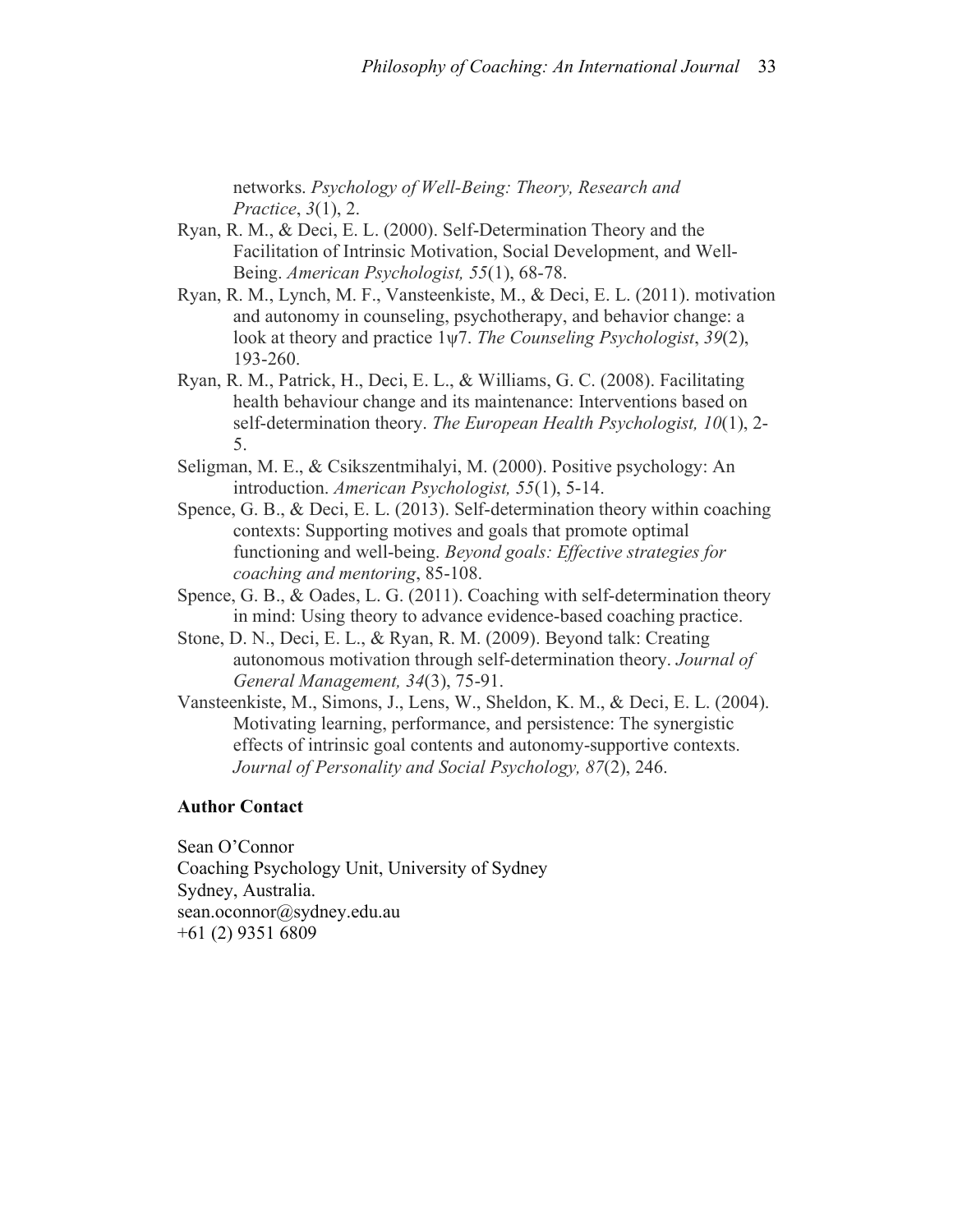networks. *Psychology of Well-Being: Theory, Research and Practice*, *3*(1), 2.

Ryan, R. M., & Deci, E. L. (2000). Self-Determination Theory and the Facilitation of Intrinsic Motivation, Social Development, and Well-Being. *American Psychologist, 55*(1), 68-78.

Ryan, R. M., Lynch, M. F., Vansteenkiste, M., & Deci, E. L. (2011). motivation and autonomy in counseling, psychotherapy, and behavior change: a look at theory and practice 1ψ7. *The Counseling Psychologist*, *39*(2), 193-260.

Ryan, R. M., Patrick, H., Deci, E. L., & Williams, G. C. (2008). Facilitating health behaviour change and its maintenance: Interventions based on self-determination theory. *The European Health Psychologist, 10*(1), 2-5.

Seligman, M. E., & Csikszentmihalyi, M. (2000). Positive psychology: An introduction. *American Psychologist, 55*(1), 5-14.

Spence, G. B., & Deci, E. L. (2013). Self-determination theory within coaching contexts: Supporting motives and goals that promote optimal functioning and well-being. *Beyond goals: Effective strategies for coaching and mentoring*, 85-108.

Spence, G. B., & Oades, L. G. (2011). Coaching with self-determination theory in mind: Using theory to advance evidence-based coaching practice.

Stone, D. N., Deci, E. L., & Ryan, R. M. (2009). Beyond talk: Creating autonomous motivation through self-determination theory. *Journal of General Management, 34*(3), 75-91.

Vansteenkiste, M., Simons, J., Lens, W., Sheldon, K. M., & Deci, E. L. (2004). Motivating learning, performance, and persistence: The synergistic effects of intrinsic goal contents and autonomy-supportive contexts. *Journal of Personality and Social Psychology, 87*(2), 246.

**Author Contact**

Sean O'Connor
Coaching Psychology Unit, University of Sydney
Sydney, Australia.
sean.oconnor@sydney.edu.au
+61 (2) 9351 6809